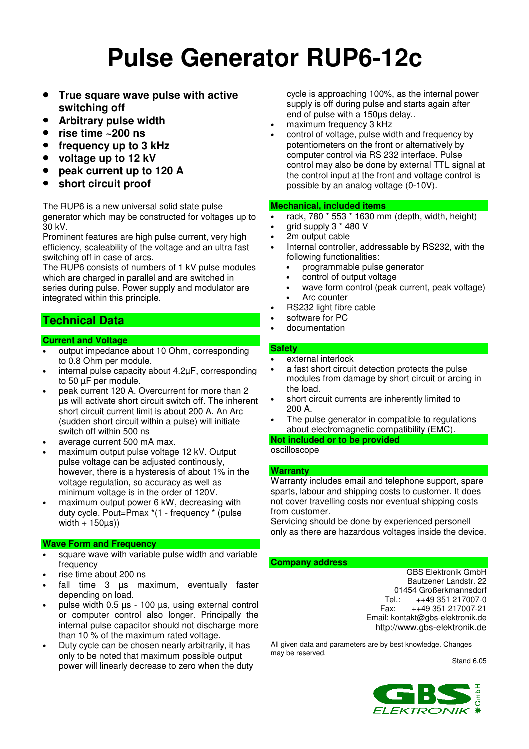# Pulse Generator RUP6-12c

- **True square wave pulse with active switching off**
- **Arbitrary pulse width**
- **rise time ~200 ns**
- **frequency up to 3 kHz**
- **voltage up to 12 kV**
- **peak current up to 120 A**
- **short circuit proof**

The RUP6 is a new universal solid state pulse generator which may be constructed for voltages up to 30 kV.
Prominent features are high pulse current, very high efficiency, scaleability of the voltage and an ultra fast switching off in case of arcs.
The RUP6 consists of numbers of 1 kV pulse modules which are charged in parallel and are switched in series during pulse. Power supply and modulator are integrated within this principle.

## Technical Data

### Current and Voltage

- output impedance about 10 Ohm, corresponding to 0.8 Ohm per module.
- internal pulse capacity about 4.2µF, corresponding to 50 µF per module.
- peak current 120 A. Overcurrent for more than 2 µs will activate short circuit switch off. The inherent short circuit current limit is about 200 A. An Arc (sudden short circuit within a pulse) will initiate switch off within 500 ns
- average current 500 mA max.
- maximum output pulse voltage 12 kV. Output pulse voltage can be adjusted continously, however, there is a hysteresis of about 1% in the voltage regulation, so accuracy as well as minimum voltage is in the order of 120V.
- maximum output power 6 kW, decreasing with duty cycle. Pout=Pmax *(1 - frequency * (pulse width + 150µs))

### Wave Form and Frequency

- square wave with variable pulse width and variable frequency
- rise time about 200 ns
- fall time 3 µs maximum, eventually faster depending on load.
- pulse width 0.5 µs - 100 µs, using external control or computer control also longer. Principally the internal pulse capacitor should not discharge more than 10 % of the maximum rated voltage.
- Duty cycle can be chosen nearly arbitrarily, it has only to be noted that maximum possible output power will linearly decrease to zero when the duty cycle is approaching 100%, as the internal power supply is off during pulse and starts again after end of pulse with a 150µs delay..
- maximum frequency 3 kHz
- control of voltage, pulse width and frequency by potentiometers on the front or alternatively by computer control via RS 232 interface. Pulse control may also be done by external TTL signal at the control input at the front and voltage control is possible by an analog voltage (0-10V).

### Mechanical, included items

- rack, 780 * 553 * 1630 mm (depth, width, height)
- grid supply 3 * 480 V
- 2m output cable
- Internal controller, addressable by RS232, with the following functionalities:
  - programmable pulse generator
  - control of output voltage
  - wave form control (peak current, peak voltage)
  - Arc counter
- RS232 light fibre cable
- software for PC
- documentation

### Safety

- external interlock
- a fast short circuit detection protects the pulse modules from damage by short circuit or arcing in the load.
- short circuit currents are inherently limited to 200 A.
- The pulse generator in compatible to regulations about electromagnetic compatibility (EMC).

### Not included or to be provided

oscilloscope

### Warranty

Warranty includes email and telephone support, spare sparts, labour and shipping costs to customer. It does not cover travelling costs nor eventual shipping costs from customer.
Servicing should be done by experienced personell only as there are hazardous voltages inside the device.

### Company address

GBS Elektronik GmbH
Bautzener Landstr. 22
01454 Großerkmannsdorf
Tel.: ++49 351 217007-0
Fax: ++49 351 217007-21
Email: kontakt@gbs-elektronik.de
http://www.gbs-elektronik.de

All given data and parameters are by best knowledge. Changes may be reserved.

Stand 6.05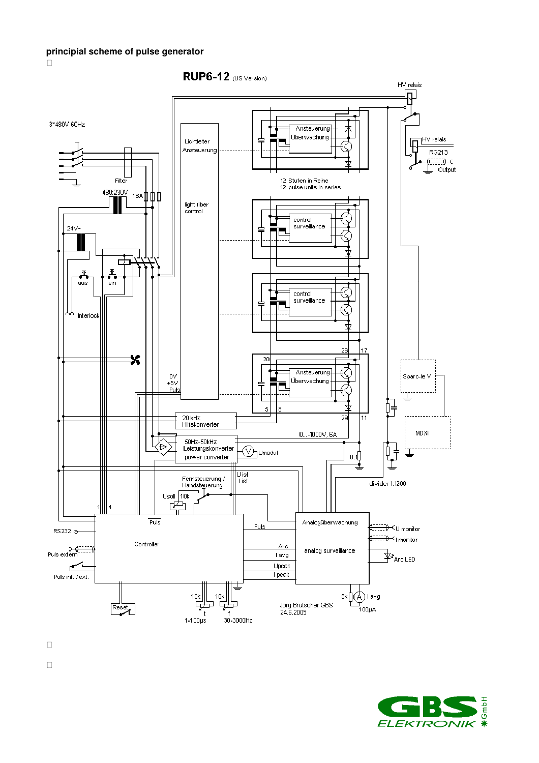**principial scheme of pulse generator**

RUP6-12 (US Version)

3~480V 60Hz

Filter

480:230V

16A

24V~

aus

ein

Interlock

Lichtleiter Ansteuerung

light fiber control

HV relais

HV relais

RG213

Output

Ansteuerung Überwachung

12 Stufen in Reihe
12 pulse units in series

control surveillance

control surveillance

Ansteuerung Überwachung

26 17

20

5 8

29 11

0V
+5V
Puls

20 kHz Hilfskonverter

0...-1000V, 6A

50Hz-50kHz Leistungskonverter power converter

Umodul

0.1

Sparc-le V

MDXII

divider 1:1200

Fernsteuerung / Handsteuerung

U ist
I ist

Usoll 10k

1 4

Puls

Controller

RS232

Puls extern

Puls int. / ext.

Puls

Arc

I avg

Upeak

I peak

Analogüberwachung

analog surveillance

U monitor

I monitor

Arc LED

Reset

10k t 1-100µs

10k f 30-3000Hz

Jörg Brutscher GBS
24.6.2005

5k I avg 100µA

GBS ELEKTRONIK GmbH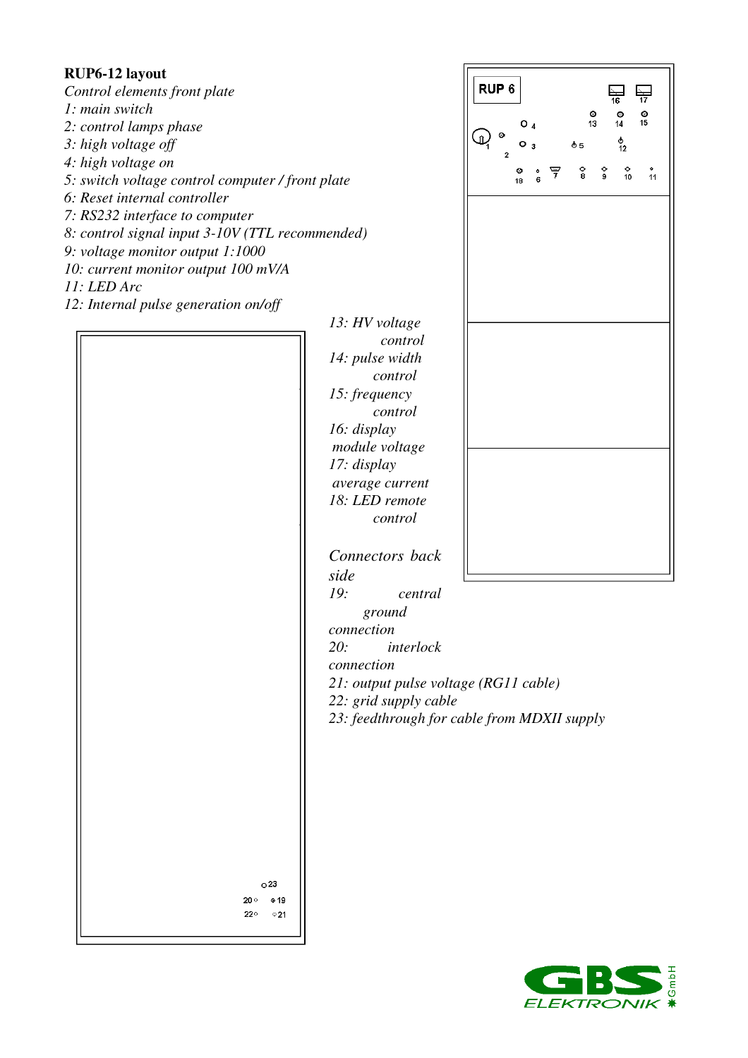**RUP6-12 layout**

*Control elements front plate*

*1: main switch*
*2: control lamps phase*
*3: high voltage off*
*4: high voltage on*
*5: switch voltage control computer / front plate*
*6: Reset internal controller*
*7: RS232 interface to computer*
*8: control signal input 3-10V (TTL recommended)*
*9: voltage monitor output 1:1000*
*10: current monitor output 100 mV/A*
*11: LED Arc*
*12: Internal pulse generation on/off*
*13: HV voltage control*
*14: pulse width control*
*15: frequency control*
*16: display module voltage*
*17: display average current*
*18: LED remote control*

*Connectors back side*

*19: central ground connection*
*20: interlock connection*
*21: output pulse voltage (RG11 cable)*
*22: grid supply cable*
*23: feedthrough for cable from MDXII supply*

RUP 6

16
17
13
14
15
4
1
2
3
5
12
18
6
7
8
9
10
11

23
20
19
22
21

GBS ELEKTRONIK GmbH